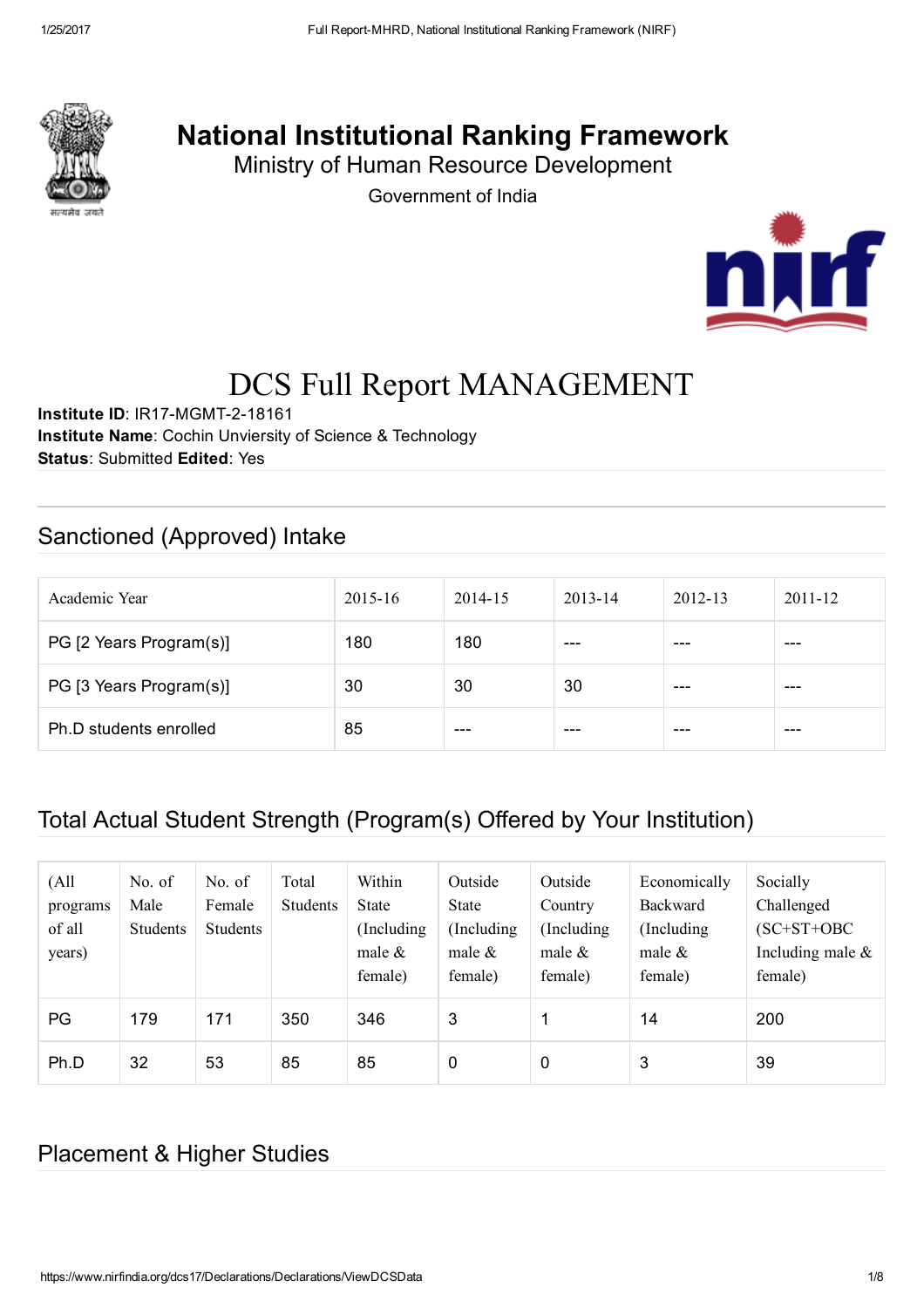# National Institutional Ranking Framework

Ministry of Human Resource Development

Government of India

# DCS Full Report MANAGEMENT

**Institute ID**: IR17-MGMT-2-18161
**Institute Name**: Cochin Unviersity of Science & Technology
**Status**: Submitted **Edited**: Yes

## Sanctioned (Approved) Intake

| Academic Year | 2015-16 | 2014-15 | 2013-14 | 2012-13 | 2011-12 |
|---|---|---|---|---|---|
| PG [2 Years Program(s)] | 180 | 180 | --- | --- | --- |
| PG [3 Years Program(s)] | 30 | 30 | 30 | --- | --- |
| Ph.D students enrolled | 85 | --- | --- | --- | --- |

## Total Actual Student Strength (Program(s) Offered by Your Institution)

| (All programs of all years) | No. of Male Students | No. of Female Students | Total Students | Within State (Including male & female) | Outside State (Including male & female) | Outside Country (Including male & female) | Economically Backward (Including male & female) | Socially Challenged (SC+ST+OBC Including male & female) |
|---|---|---|---|---|---|---|---|---|
| PG | 179 | 171 | 350 | 346 | 3 | 1 | 14 | 200 |
| Ph.D | 32 | 53 | 85 | 85 | 0 | 0 | 3 | 39 |

## Placement & Higher Studies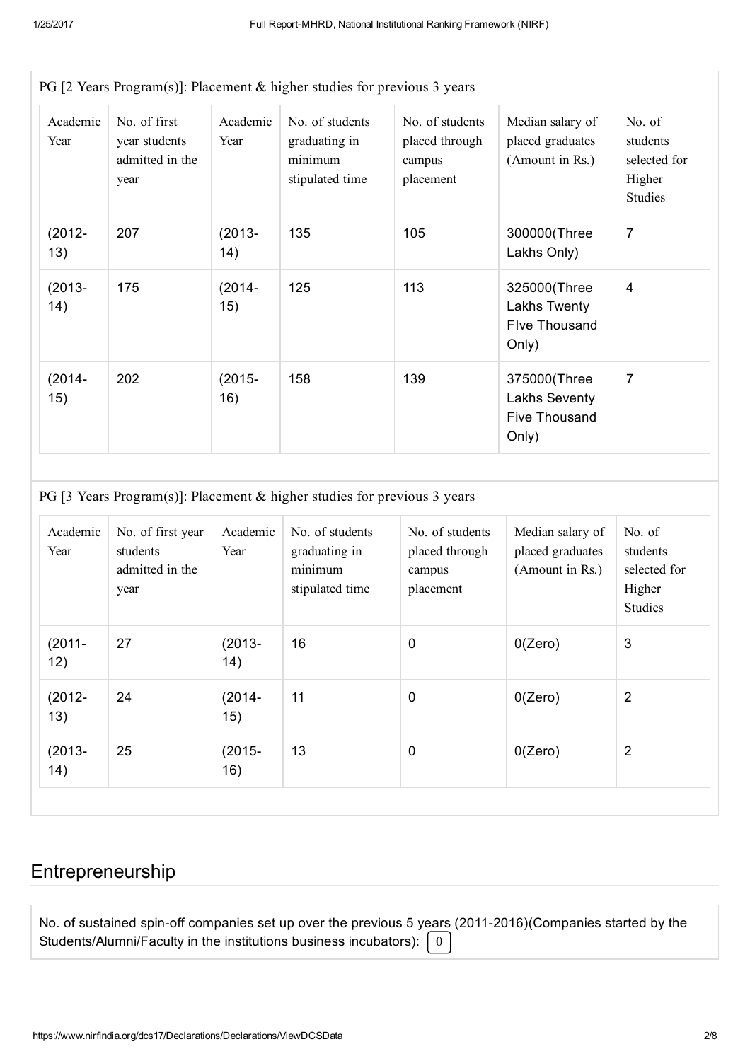PG [2 Years Program(s)]: Placement & higher studies for previous 3 years

| Academic Year | No. of first year students admitted in the year | Academic Year | No. of students graduating in minimum stipulated time | No. of students placed through campus placement | Median salary of placed graduates (Amount in Rs.) | No. of students selected for Higher Studies |
|---|---|---|---|---|---|---|
| (2012-13) | 207 | (2013-14) | 135 | 105 | 300000(Three Lakhs Only) | 7 |
| (2013-14) | 175 | (2014-15) | 125 | 113 | 325000(Three Lakhs Twenty FIve Thousand Only) | 4 |
| (2014-15) | 202 | (2015-16) | 158 | 139 | 375000(Three Lakhs Seventy Five Thousand Only) | 7 |

PG [3 Years Program(s)]: Placement & higher studies for previous 3 years

| Academic Year | No. of first year students admitted in the year | Academic Year | No. of students graduating in minimum stipulated time | No. of students placed through campus placement | Median salary of placed graduates (Amount in Rs.) | No. of students selected for Higher Studies |
|---|---|---|---|---|---|---|
| (2011-12) | 27 | (2013-14) | 16 | 0 | 0(Zero) | 3 |
| (2012-13) | 24 | (2014-15) | 11 | 0 | 0(Zero) | 2 |
| (2013-14) | 25 | (2015-16) | 13 | 0 | 0(Zero) | 2 |

## Entrepreneurship

No. of sustained spin-off companies set up over the previous 5 years (2011-2016)(Companies started by the Students/Alumni/Faculty in the institutions business incubators): 0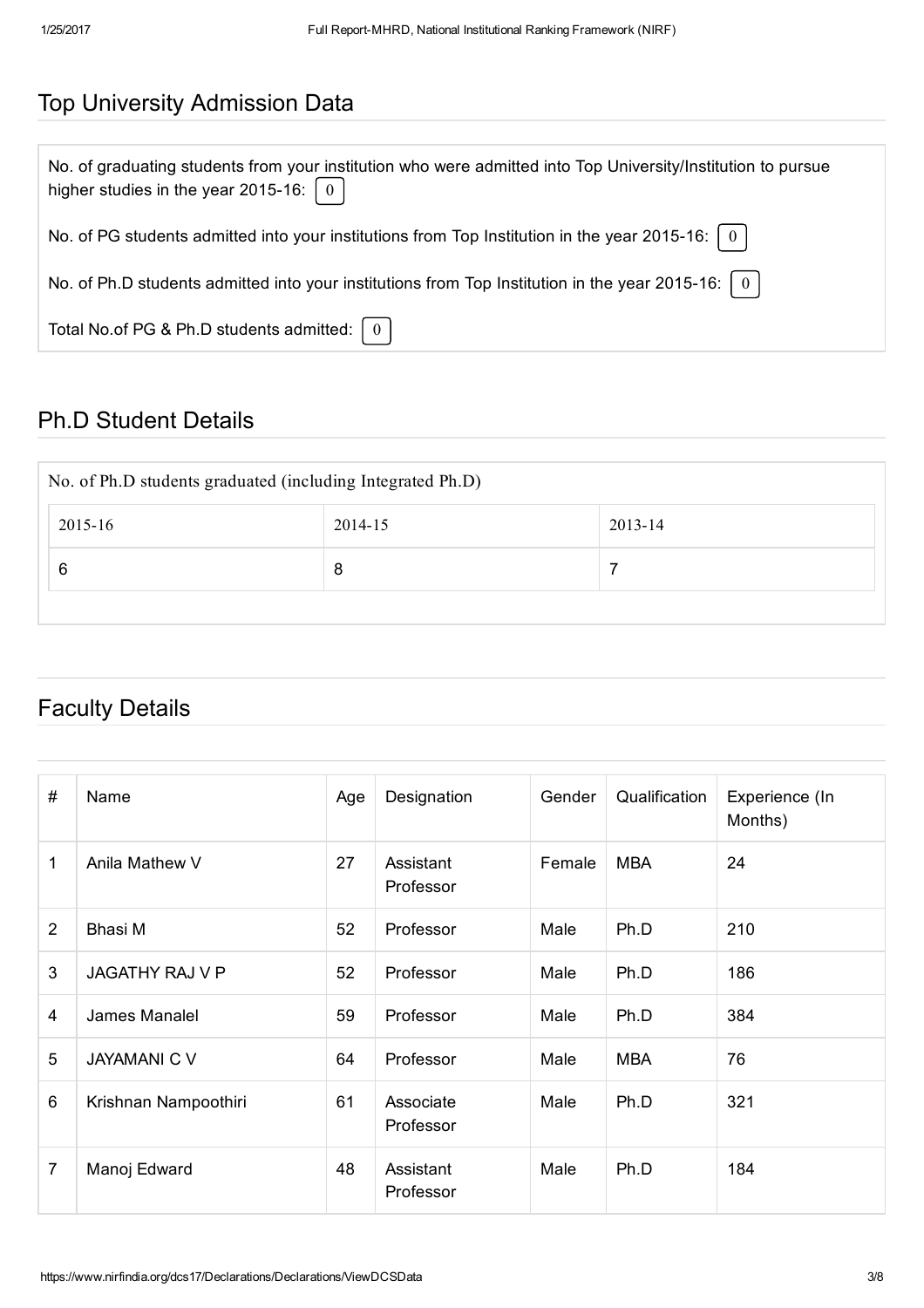## Top University Admission Data

No. of graduating students from your institution who were admitted into Top University/Institution to pursue higher studies in the year 2015-16: 0

No. of PG students admitted into your institutions from Top Institution in the year 2015-16: 0

No. of Ph.D students admitted into your institutions from Top Institution in the year 2015-16: 0

Total No.of PG & Ph.D students admitted: 0

## Ph.D Student Details

No. of Ph.D students graduated (including Integrated Ph.D)

| 2015-16 | 2014-15 | 2013-14 |
|---|---|---|
| 6 | 8 | 7 |

## Faculty Details

| # | Name | Age | Designation | Gender | Qualification | Experience (In Months) |
|---|---|---|---|---|---|---|
| 1 | Anila Mathew V | 27 | Assistant Professor | Female | MBA | 24 |
| 2 | Bhasi M | 52 | Professor | Male | Ph.D | 210 |
| 3 | JAGATHY RAJ V P | 52 | Professor | Male | Ph.D | 186 |
| 4 | James Manalel | 59 | Professor | Male | Ph.D | 384 |
| 5 | JAYAMANI C V | 64 | Professor | Male | MBA | 76 |
| 6 | Krishnan Nampoothiri | 61 | Associate Professor | Male | Ph.D | 321 |
| 7 | Manoj Edward | 48 | Assistant Professor | Male | Ph.D | 184 |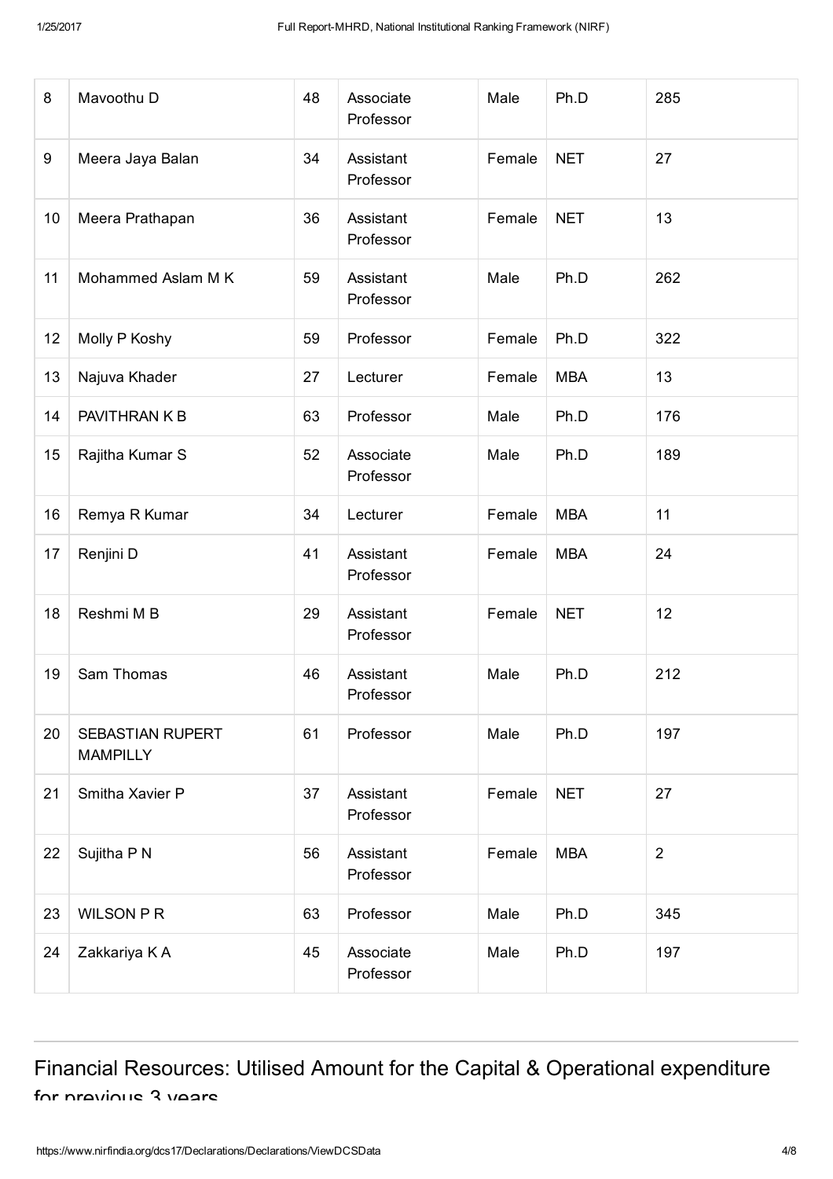| 8 | Mavoothu D | 48 | Associate Professor | Male | Ph.D | 285 |
|---|---|---|---|---|---|---|
| 9 | Meera Jaya Balan | 34 | Assistant Professor | Female | NET | 27 |
| 10 | Meera Prathapan | 36 | Assistant Professor | Female | NET | 13 |
| 11 | Mohammed Aslam M K | 59 | Assistant Professor | Male | Ph.D | 262 |
| 12 | Molly P Koshy | 59 | Professor | Female | Ph.D | 322 |
| 13 | Najuva Khader | 27 | Lecturer | Female | MBA | 13 |
| 14 | PAVITHRAN K B | 63 | Professor | Male | Ph.D | 176 |
| 15 | Rajitha Kumar S | 52 | Associate Professor | Male | Ph.D | 189 |
| 16 | Remya R Kumar | 34 | Lecturer | Female | MBA | 11 |
| 17 | Renjini D | 41 | Assistant Professor | Female | MBA | 24 |
| 18 | Reshmi M B | 29 | Assistant Professor | Female | NET | 12 |
| 19 | Sam Thomas | 46 | Assistant Professor | Male | Ph.D | 212 |
| 20 | SEBASTIAN RUPERT MAMPILLY | 61 | Professor | Male | Ph.D | 197 |
| 21 | Smitha Xavier P | 37 | Assistant Professor | Female | NET | 27 |
| 22 | Sujitha P N | 56 | Assistant Professor | Female | MBA | 2 |
| 23 | WILSON P R | 63 | Professor | Male | Ph.D | 345 |
| 24 | Zakkariya K A | 45 | Associate Professor | Male | Ph.D | 197 |

## Financial Resources: Utilised Amount for the Capital & Operational expenditure for previous 3 years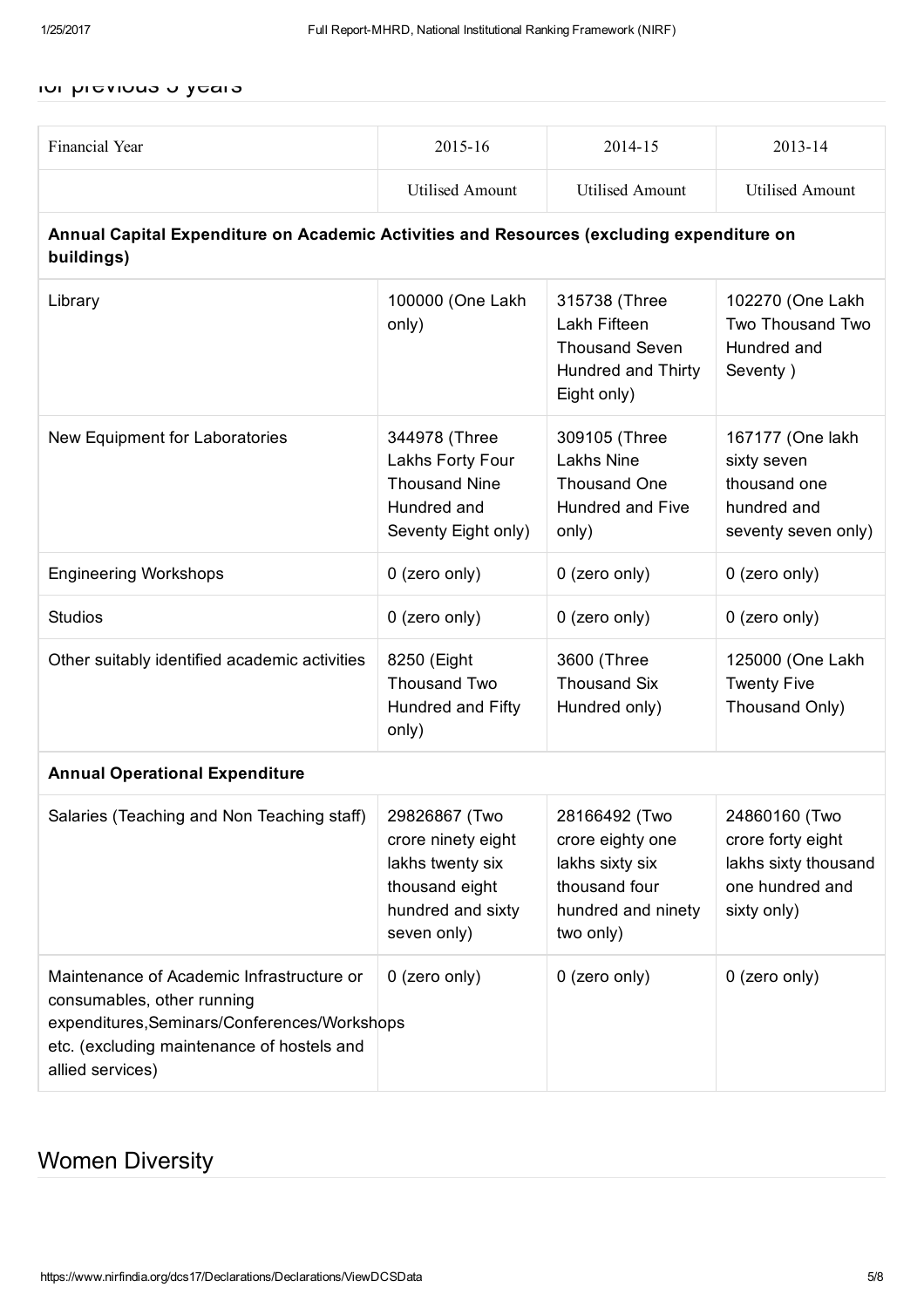for previous 3 years

| Financial Year | 2015-16 | 2014-15 | 2013-14 |
|---|---|---|---|
| | Utilised Amount | Utilised Amount | Utilised Amount |
| **Annual Capital Expenditure on Academic Activities and Resources (excluding expenditure on buildings)** | | | |
| Library | 100000 (One Lakh only) | 315738 (Three Lakh Fifteen Thousand Seven Hundred and Thirty Eight only) | 102270 (One Lakh Two Thousand Two Hundred and Seventy ) |
| New Equipment for Laboratories | 344978 (Three Lakhs Forty Four Thousand Nine Hundred and Seventy Eight only) | 309105 (Three Lakhs Nine Thousand One Hundred and Five only) | 167177 (One lakh sixty seven thousand one hundred and seventy seven only) |
| Engineering Workshops | 0 (zero only) | 0 (zero only) | 0 (zero only) |
| Studios | 0 (zero only) | 0 (zero only) | 0 (zero only) |
| Other suitably identified academic activities | 8250 (Eight Thousand Two Hundred and Fifty only) | 3600 (Three Thousand Six Hundred only) | 125000 (One Lakh Twenty Five Thousand Only) |
| **Annual Operational Expenditure** | | | |
| Salaries (Teaching and Non Teaching staff) | 29826867 (Two crore ninety eight lakhs twenty six thousand eight hundred and sixty seven only) | 28166492 (Two crore eighty one lakhs sixty six thousand four hundred and ninety two only) | 24860160 (Two crore forty eight lakhs sixty thousand one hundred and sixty only) |
| Maintenance of Academic Infrastructure or consumables, other running expenditures,Seminars/Conferences/Workshops etc. (excluding maintenance of hostels and allied services) | 0 (zero only) | 0 (zero only) | 0 (zero only) |

## Women Diversity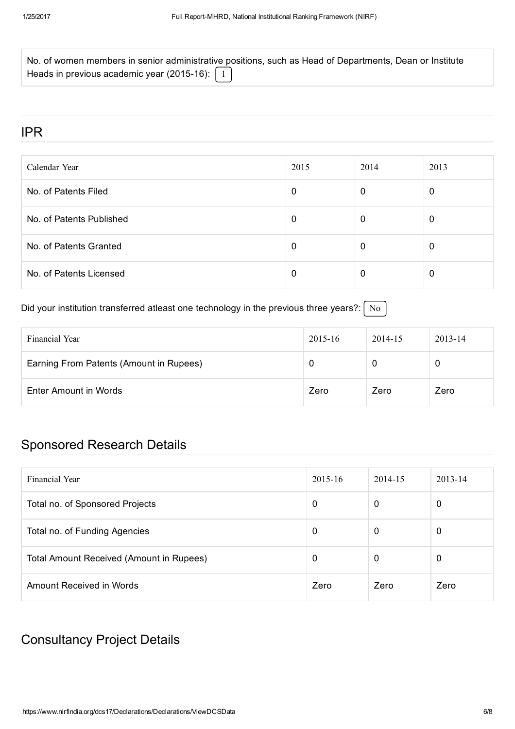No. of women members in senior administrative positions, such as Head of Departments, Dean or Institute Heads in previous academic year (2015-16): 1

## IPR

| Calendar Year | 2015 | 2014 | 2013 |
|---|---|---|---|
| No. of Patents Filed | 0 | 0 | 0 |
| No. of Patents Published | 0 | 0 | 0 |
| No. of Patents Granted | 0 | 0 | 0 |
| No. of Patents Licensed | 0 | 0 | 0 |

Did your institution transferred atleast one technology in the previous three years?: No

| Financial Year | 2015-16 | 2014-15 | 2013-14 |
|---|---|---|---|
| Earning From Patents (Amount in Rupees) | 0 | 0 | 0 |
| Enter Amount in Words | Zero | Zero | Zero |

## Sponsored Research Details

| Financial Year | 2015-16 | 2014-15 | 2013-14 |
|---|---|---|---|
| Total no. of Sponsored Projects | 0 | 0 | 0 |
| Total no. of Funding Agencies | 0 | 0 | 0 |
| Total Amount Received (Amount in Rupees) | 0 | 0 | 0 |
| Amount Received in Words | Zero | Zero | Zero |

## Consultancy Project Details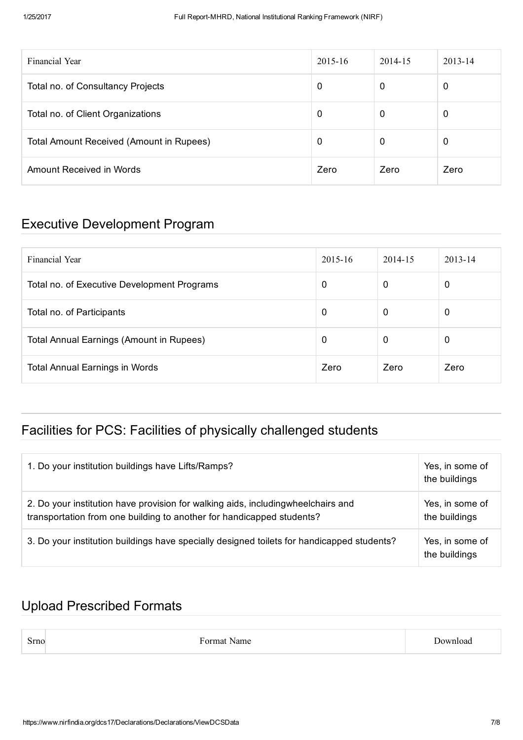| Financial Year | 2015-16 | 2014-15 | 2013-14 |
|---|---|---|---|
| Total no. of Consultancy Projects | 0 | 0 | 0 |
| Total no. of Client Organizations | 0 | 0 | 0 |
| Total Amount Received (Amount in Rupees) | 0 | 0 | 0 |
| Amount Received in Words | Zero | Zero | Zero |

## Executive Development Program

| Financial Year | 2015-16 | 2014-15 | 2013-14 |
|---|---|---|---|
| Total no. of Executive Development Programs | 0 | 0 | 0 |
| Total no. of Participants | 0 | 0 | 0 |
| Total Annual Earnings (Amount in Rupees) | 0 | 0 | 0 |
| Total Annual Earnings in Words | Zero | Zero | Zero |

## Facilities for PCS: Facilities of physically challenged students

| | |
|---|---|
| 1. Do your institution buildings have Lifts/Ramps? | Yes, in some of the buildings |
| 2. Do your institution have provision for walking aids, includingwheelchairs and transportation from one building to another for handicapped students? | Yes, in some of the buildings |
| 3. Do your institution buildings have specially designed toilets for handicapped students? | Yes, in some of the buildings |

## Upload Prescribed Formats

| Srno | Format Name | Download |
|---|---|---|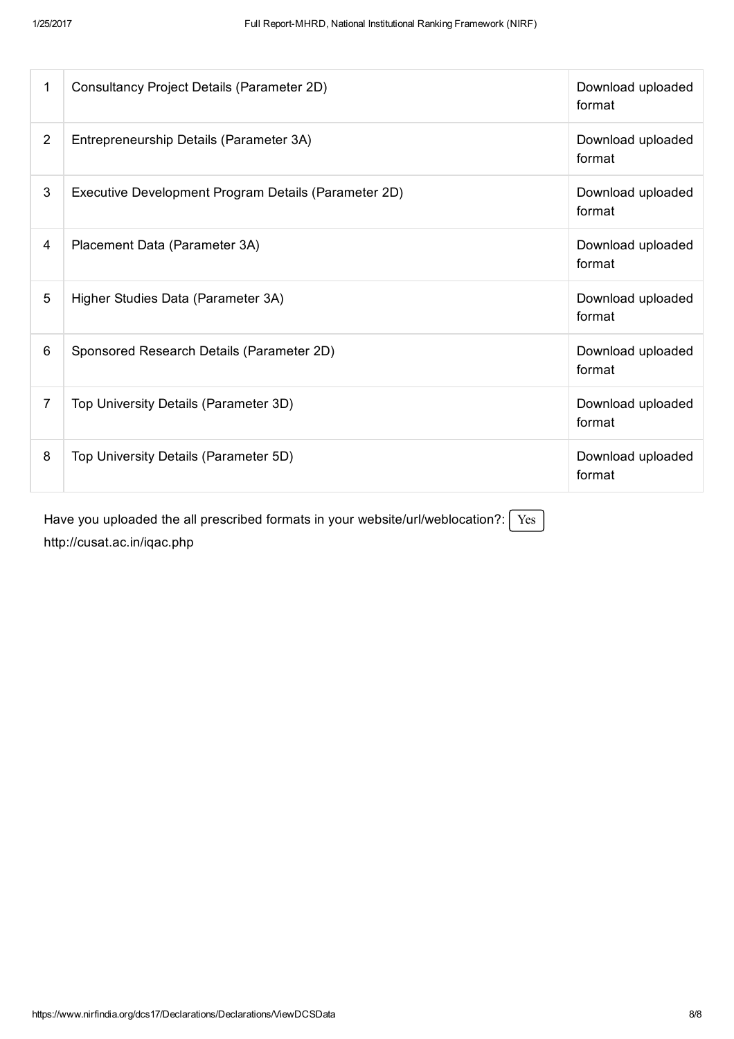| | | |
|---|---|---|
| 1 | Consultancy Project Details (Parameter 2D) | Download uploaded format |
| 2 | Entrepreneurship Details (Parameter 3A) | Download uploaded format |
| 3 | Executive Development Program Details (Parameter 2D) | Download uploaded format |
| 4 | Placement Data (Parameter 3A) | Download uploaded format |
| 5 | Higher Studies Data (Parameter 3A) | Download uploaded format |
| 6 | Sponsored Research Details (Parameter 2D) | Download uploaded format |
| 7 | Top University Details (Parameter 3D) | Download uploaded format |
| 8 | Top University Details (Parameter 5D) | Download uploaded format |

Have you uploaded the all prescribed formats in your website/url/weblocation?: Yes

http://cusat.ac.in/iqac.php